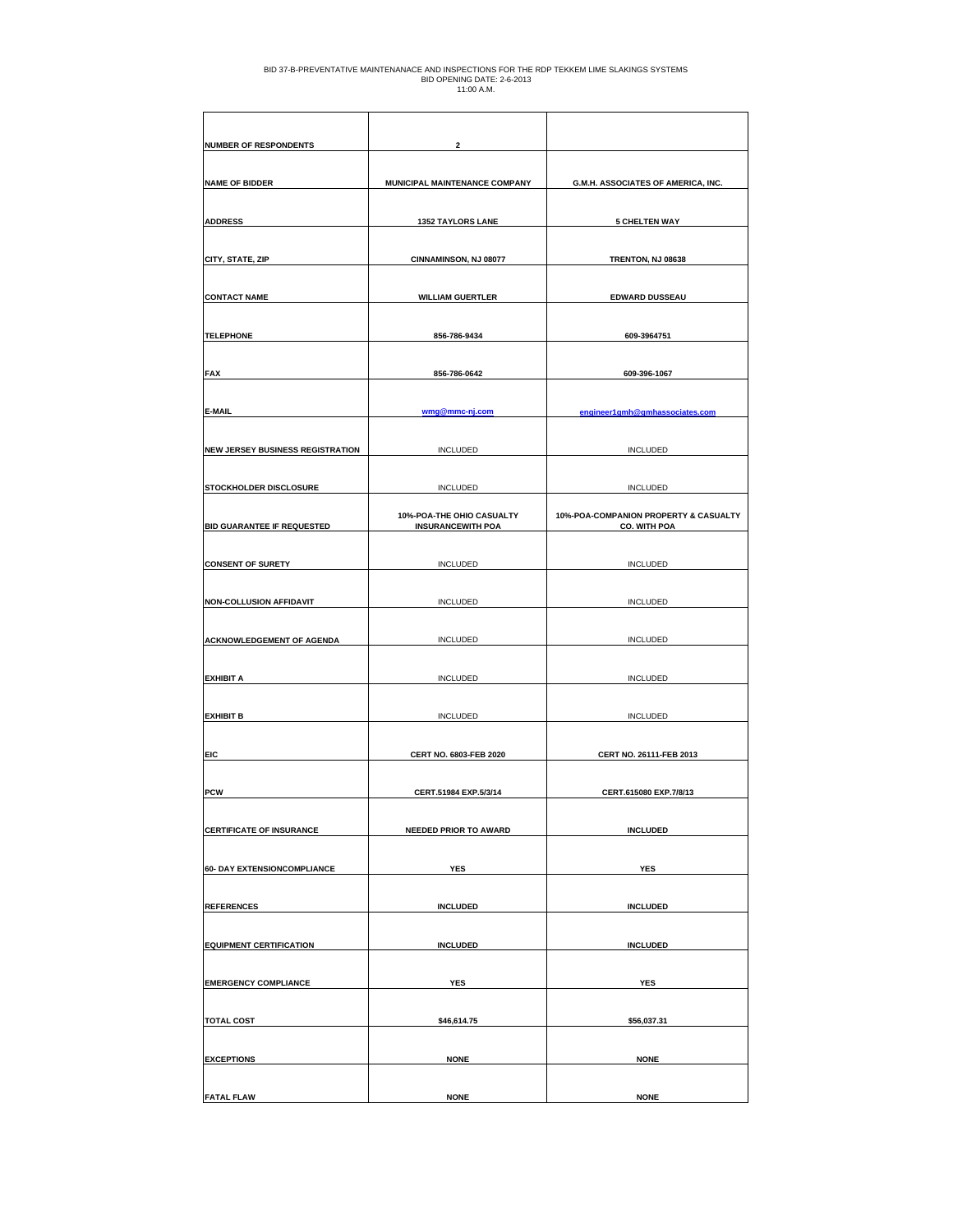BID 37-B-PREVENTATIVE MAINTENANACE AND INSPECTIONS FOR THE RDP TEKKEM LIME SLAKINGS SYSTEMS
BID OPENING DATE: 2-6-2013
11:00 A.M.

| | | |
|---|---|---|
| **NUMBER OF RESPONDENTS** | **2** | |
| **NAME OF BIDDER** | **MUNICIPAL MAINTENANCE COMPANY** | **G.M.H. ASSOCIATES OF AMERICA, INC.** |
| **ADDRESS** | **1352 TAYLORS LANE** | **5 CHELTEN WAY** |
| **CITY, STATE, ZIP** | **CINNAMINSON, NJ 08077** | **TRENTON, NJ 08638** |
| **CONTACT NAME** | **WILLIAM GUERTLER** | **EDWARD DUSSEAU** |
| **TELEPHONE** | **856-786-9434** | **609-3964751** |
| **FAX** | **856-786-0642** | **609-396-1067** |
| **E-MAIL** | **wmg@mmc-nj.com** | **engineer1gmh@gmhassociates.com** |
| **NEW JERSEY BUSINESS REGISTRATION** | INCLUDED | INCLUDED |
| **STOCKHOLDER DISCLOSURE** | INCLUDED | INCLUDED |
| **BID GUARANTEE IF REQUESTED** | **10%-POA-THE OHIO CASUALTY INSURANCEWITH POA** | **10%-POA-COMPANION PROPERTY & CASUALTY CO. WITH POA** |
| **CONSENT OF SURETY** | INCLUDED | INCLUDED |
| **NON-COLLUSION AFFIDAVIT** | INCLUDED | INCLUDED |
| **ACKNOWLEDGEMENT OF AGENDA** | INCLUDED | INCLUDED |
| **EXHIBIT A** | INCLUDED | INCLUDED |
| **EXHIBIT B** | INCLUDED | INCLUDED |
| **EIC** | **CERT NO. 6803-FEB 2020** | **CERT NO. 26111-FEB 2013** |
| **PCW** | **CERT.51984 EXP.5/3/14** | **CERT.615080 EXP.7/8/13** |
| **CERTIFICATE OF INSURANCE** | **NEEDED PRIOR TO AWARD** | **INCLUDED** |
| **60- DAY EXTENSIONCOMPLIANCE** | **YES** | **YES** |
| **REFERENCES** | **INCLUDED** | **INCLUDED** |
| **EQUIPMENT CERTIFICATION** | **INCLUDED** | **INCLUDED** |
| **EMERGENCY COMPLIANCE** | **YES** | **YES** |
| **TOTAL COST** | **$46,614.75** | **$56,037.31** |
| **EXCEPTIONS** | **NONE** | **NONE** |
| **FATAL FLAW** | **NONE** | **NONE** |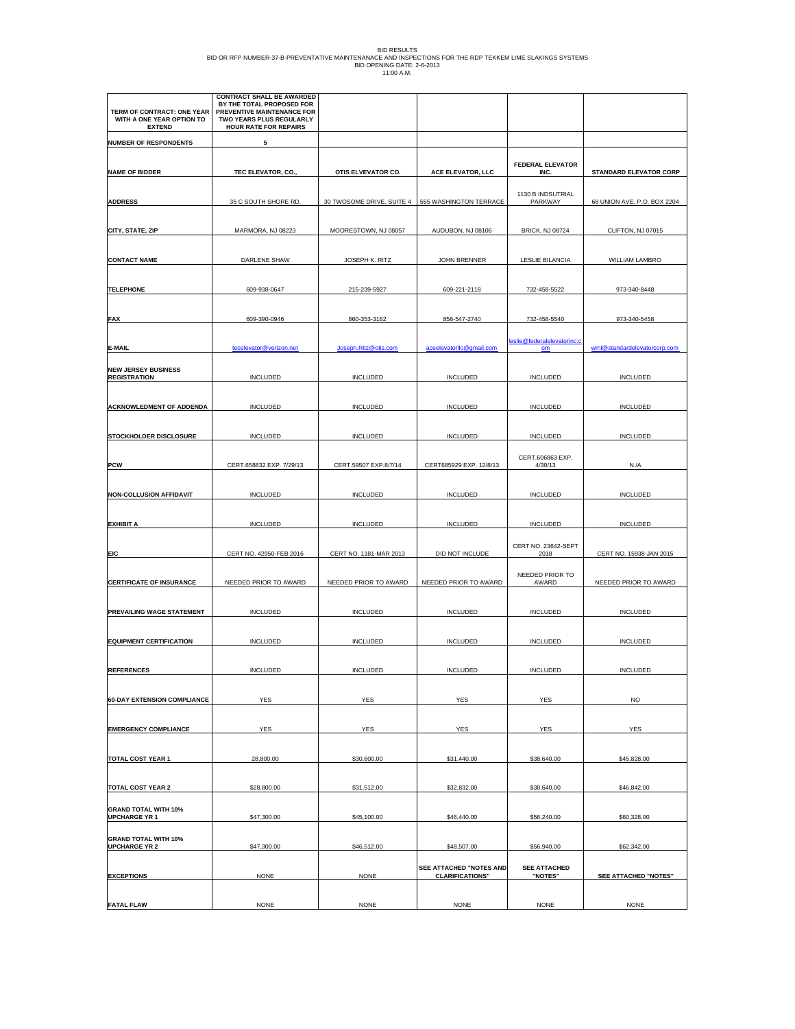BID RESULTS

BID OR RFP NUMBER-37-B-PREVENTATIVE MAINTENANACE AND INSPECTIONS FOR THE RDP TEKKEM LIME SLAKINGS SYSTEMS

BID OPENING DATE: 2-6-2013

11:00 A.M.

| TERM OF CONTRACT: ONE YEAR WITH A ONE YEAR OPTION TO EXTEND | CONTRACT SHALL BE AWARDED BY THE TOTAL PROPOSED FOR PREVENTIVE MAINTENANCE FOR TWO YEARS PLUS REGULARLY HOUR RATE FOR REPAIRS | | | | |
|---|---|---|---|---|---|
| NUMBER OF RESPONDENTS | 5 | | | | |
| NAME OF BIDDER | TEC ELEVATOR, CO., | OTIS ELVEVATOR CO. | ACE ELEVATOR, LLC | FEDERAL ELEVATOR INC. | STANDARD ELEVATOR CORP |
| ADDRESS | 35 C SOUTH SHORE RD. | 30 TWOSOME DRIVE, SUITE 4 | 555 WASHINGTON TERRACE | 1130 B INDSUTRIAL PARKWAY | 68 UNION AVE, P.O. BOX 2204 |
| CITY, STATE, ZIP | MARMORA, NJ 08223 | MOORESTOWN, NJ 08057 | AUDUBON, NJ 08106 | BRICK, NJ 08724 | CLIFTON, NJ 07015 |
| CONTACT NAME | DARLENE SHAW | JOSEPH K. RITZ | JOHN BRENNER | LESLIE BILANCIA | WILLIAM LAMBRO |
| TELEPHONE | 609-938-0647 | 215-239-5927 | 609-221-2118 | 732-458-5522 | 973-340-8448 |
| FAX | 609-390-0946 | 860-353-3162 | 856-547-2740 | 732-458-5540 | 973-340-5458 |
| E-MAIL | tecelevator@verizon.net | Joseph.Ritz@otis.com | aceelevatorllc@gmail.com | leslie@federalelevatorinc.com | wml@standardelevatorcorp.com |
| NEW JERSEY BUSINESS REGISTRATION | INCLUDED | INCLUDED | INCLUDED | INCLUDED | INCLUDED |
| ACKNOWLEDGMENT OF ADDENDA | INCLUDED | INCLUDED | INCLUDED | INCLUDED | INCLUDED |
| STOCKHOLDER DISCLOSURE | INCLUDED | INCLUDED | INCLUDED | INCLUDED | INCLUDED |
| PCW | CERT.658832 EXP. 7/29/13 | CERT.59507 EXP.8/7/14 | CERT685929 EXP. 12/8/13 | CERT.606863 EXP. 4/30/13 | N./A |
| NON-COLLUSION AFFIDAVIT | INCLUDED | INCLUDED | INCLUDED | INCLUDED | INCLUDED |
| EXHIBIT A | INCLUDED | INCLUDED | INCLUDED | INCLUDED | INCLUDED |
| EIC | CERT NO. 42950-FEB 2016 | CERT NO. 1181-MAR 2013 | DID NOT INCLUDE | CERT NO. 23642-SEPT 2018 | CERT NO. 15938-JAN 2015 |
| CERTIFICATE OF INSURANCE | NEEDED PRIOR TO AWARD | NEEDED PRIOR TO AWARD | NEEDED PRIOR TO AWARD | NEEDED PRIOR TO AWARD | NEEDED PRIOR TO AWARD |
| PREVAILING WAGE STATEMENT | INCLUDED | INCLUDED | INCLUDED | INCLUDED | INCLUDED |
| EQUIPMENT CERTIFICATION | INCLUDED | INCLUDED | INCLUDED | INCLUDED | INCLUDED |
| REFERENCES | INCLUDED | INCLUDED | INCLUDED | INCLUDED | INCLUDED |
| 60-DAY EXTENSION COMPLIANCE | YES | YES | YES | YES | NO |
| EMERGENCY COMPLIANCE | YES | YES | YES | YES | YES |
| TOTAL COST YEAR 1 | 28,800.00 | $30,600.00 | $31,440.00 | $38,640.00 | $45,828.00 |
| TOTAL COST YEAR 2 | $28,800.00 | $31,512.00 | $32,832.00 | $38,640.00 | $46,842.00 |
| GRAND TOTAL WITH 10% UPCHARGE YR 1 | $47,300.00 | $45,100.00 | $46,440.00 | $56,240.00 | $60,328.00 |
| GRAND TOTAL WITH 10% UPCHARGE YR 2 | $47,300.00 | $46,512.00 | $48,507.00 | $56,940.00 | $62,342.00 |
| EXCEPTIONS | NONE | NONE | SEE ATTACHED "NOTES AND CLARIFICATIONS" | SEE ATTACHED "NOTES" | SEE ATTACHED "NOTES" |
| FATAL FLAW | NONE | NONE | NONE | NONE | NONE |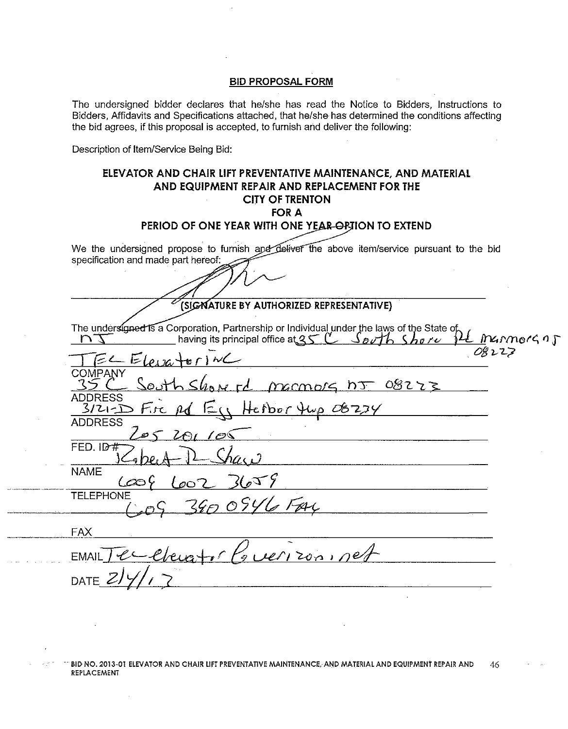## BID PROPOSAL FORM

The undersigned bidder declares that he/she has read the Notice to Bidders, Instructions to Bidders, Affidavits and Specifications attached, that he/she has determined the conditions affecting the bid agrees, if this proposal is accepted, to furnish and deliver the following:

Description of Item/Service Being Bid:

### ELEVATOR AND CHAIR LIFT PREVENTATIVE MAINTENANCE, AND MATERIAL AND EQUIPMENT REPAIR AND REPLACEMENT FOR THE CITY OF TRENTON FOR A PERIOD OF ONE YEAR WITH ONE YEAR OPTION TO EXTEND

We the undersigned propose to furnish and deliver the above item/service pursuant to the bid specification and made part hereof:

(SIGNATURE BY AUTHORIZED REPRESENTATIVE)

The undersigned is a Corporation, Partnership or Individual under the laws of the State of NJ having its principal office at 35 C South Shore Rd Marmora NJ 08223

TEC Elevator INC
COMPANY

35 C South Shore rd Marmora NJ 08223
ADDRESS

3121-D Fire Rd Egg Harbor twp 08234
ADDRESS

205 201 105
FED. ID#

Robert R Shaw
NAME

609 602 3659
TELEPHONE

609 390 0946 FAX

FAX

EMAIL Tec elevator @verizon.net

DATE 2/4/13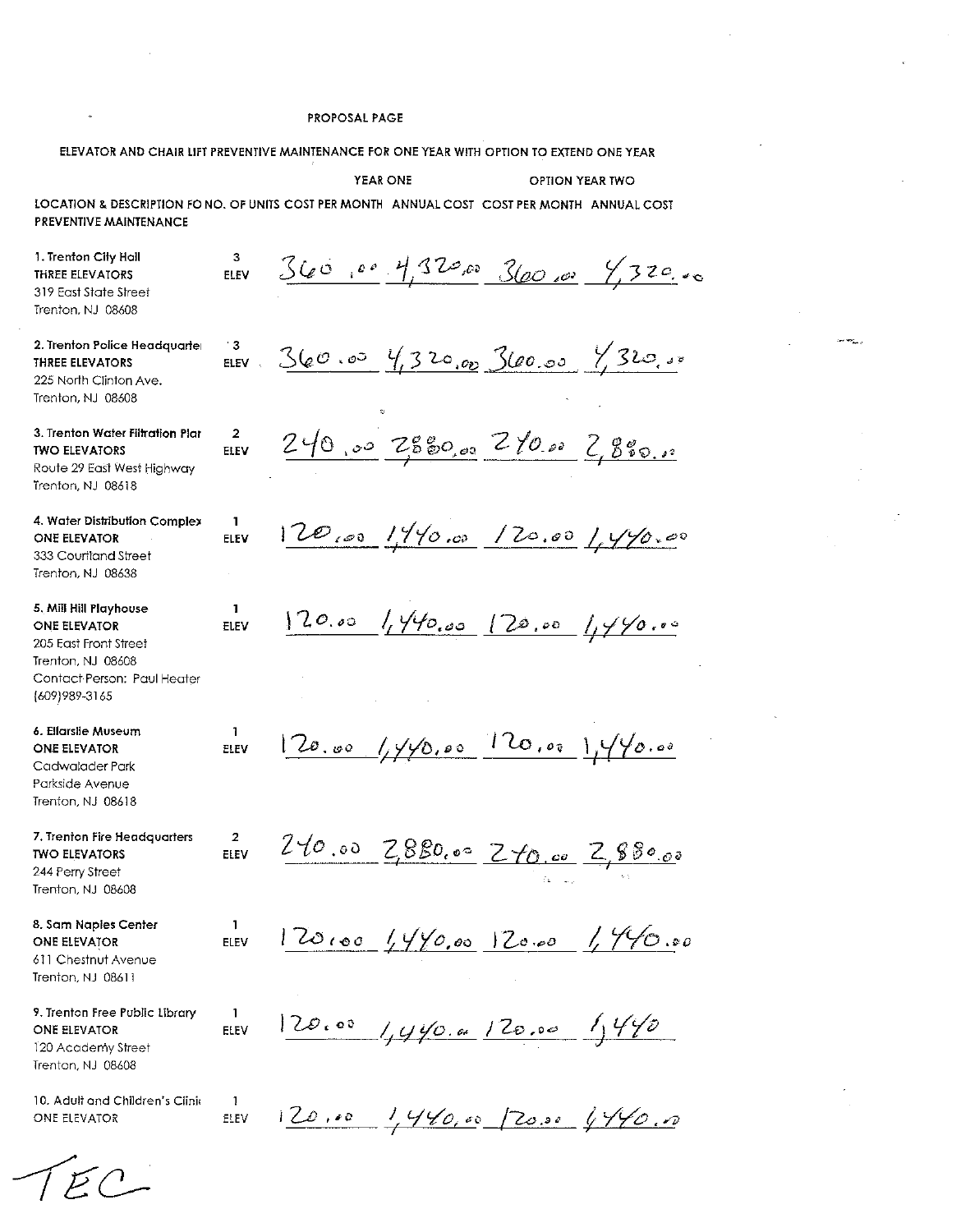PROPOSAL PAGE

ELEVATOR AND CHAIR LIFT PREVENTIVE MAINTENANCE FOR ONE YEAR WITH OPTION TO EXTEND ONE YEAR

| LOCATION & DESCRIPTION FO PREVENTIVE MAINTENANCE | NO. OF UNITS | YEAR ONE COST PER MONTH | YEAR ONE ANNUAL COST | OPTION YEAR TWO COST PER MONTH | OPTION YEAR TWO ANNUAL COST |
|---|---|---|---|---|---|
| 1. Trenton City Hall THREE ELEVATORS 319 East State Street Trenton, NJ 08608 | 3 ELEV | 360.00 | 4,320.00 | 360.00 | 4,320.00 |
| 2. Trenton Police Headquarte THREE ELEVATORS 225 North Clinton Ave. Trenton, NJ 08608 | 3 ELEV | 360.00 | 4,320.00 | 360.00 | 4,320.00 |
| 3. Trenton Water Filtration Plar TWO ELEVATORS Route 29 East West Highway Trenton, NJ 08618 | 2 ELEV | 240.00 | 2,880.00 | 240.00 | 2,880.00 |
| 4. Water Distribution Complex ONE ELEVATOR 333 Courtland Street Trenton, NJ 08638 | 1 ELEV | 120.00 | 1,440.00 | 120.00 | 1,440.00 |
| 5. Mill Hill Playhouse ONE ELEVATOR 205 East Front Street Trenton, NJ 08608 Contact Person: Paul Heater (609)989-3165 | 1 ELEV | 120.00 | 1,440.00 | 120.00 | 1,440.00 |
| 6. Ellarslie Museum ONE ELEVATOR Cadwalader Park Parkside Avenue Trenton, NJ 08618 | 1 ELEV | 120.00 | 1,440.00 | 120.00 | 1,440.00 |
| 7. Trenton Fire Headquarters TWO ELEVATORS 244 Perry Street Trenton, NJ 08608 | 2 ELEV | 240.00 | 2,880.00 | 240.00 | 2,880.00 |
| 8. Sam Naples Center ONE ELEVATOR 611 Chestnut Avenue Trenton, NJ 08611 | 1 ELEV | 120.00 | 1,440.00 | 120.00 | 1,440.00 |
| 9. Trenton Free Public Library ONE ELEVATOR 120 Academy Street Trenton, NJ 08608 | 1 ELEV | 120.00 | 1,440.00 | 120.00 | 1,440 |
| 10. Adult and Children's Clini ONE ELEVATOR | 1 ELEV | 120.00 | 1,440.00 | 120.00 | 1,440.00 |

TEC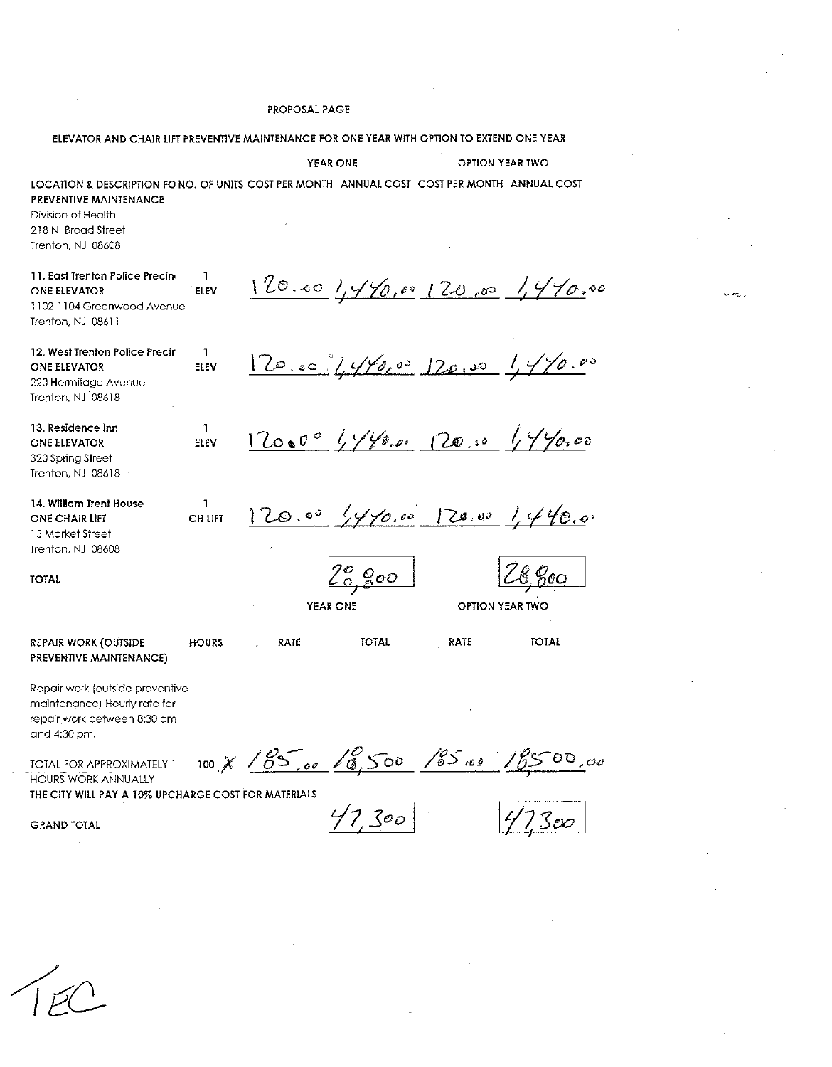PROPOSAL PAGE

ELEVATOR AND CHAIR LIFT PREVENTIVE MAINTENANCE FOR ONE YEAR WITH OPTION TO EXTEND ONE YEAR

| LOCATION & DESCRIPTION FO PREVENTIVE MAINTENANCE | NO. OF UNITS | YEAR ONE COST PER MONTH | YEAR ONE ANNUAL COST | OPTION YEAR TWO COST PER MONTH | OPTION YEAR TWO ANNUAL COST |
|---|---|---|---|---|---|
| Division of Health<br>218 N. Broad Street<br>Trenton, NJ 08608 | | | | | |
| 11. East Trenton Police Precin<br>ONE ELEVATOR<br>1102-1104 Greenwood Avenue<br>Trenton, NJ 08611 | 1 ELEV | 120.00 | 1,440.00 | 120.00 | 1,440.00 |
| 12. West Trenton Police Precir<br>ONE ELEVATOR<br>220 Hermitage Avenue<br>Trenton, NJ 08618 | 1 ELEV | 120.00 | 1,440.00 | 120.00 | 1,440.00 |
| 13. Residence Inn<br>ONE ELEVATOR<br>320 Spring Street<br>Trenton, NJ 08618 | 1 ELEV | 120.00 | 1,440.00 | 120.00 | 1,440.00 |
| 14. William Trent House<br>ONE CHAIR LIFT<br>15 Market Street<br>Trenton, NJ 08608 | 1 CH LIFT | 120.00 | 1,440.00 | 120.00 | 1,440.00 |
| TOTAL | | | 28,800 | | 28,800 |

| REPAIR WORK (OUTSIDE PREVENTIVE MAINTENANCE) | HOURS | YEAR ONE RATE | YEAR ONE TOTAL | OPTION YEAR TWO RATE | OPTION YEAR TWO TOTAL |
|---|---|---|---|---|---|
| Repair work (outside preventive maintenance) Hourly rate for repair work between 8:30 am and 4:30 pm. | | | | | |
| TOTAL FOR APPROXIMATELY 1 HOURS WORK ANNUALLY | 100 X | 185.00 | 18,500 | 185.00 | 18500.00 |

THE CITY WILL PAY A 10% UPCHARGE COST FOR MATERIALS

| GRAND TOTAL | 47,300 | 47,300 |
|---|---|---|

TEC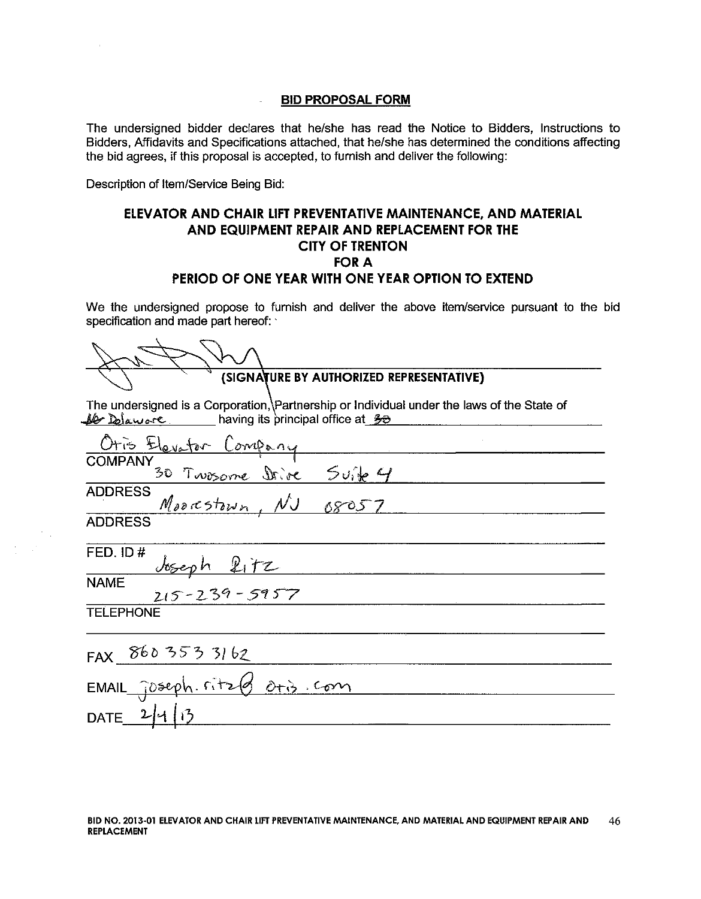## BID PROPOSAL FORM

The undersigned bidder declares that he/she has read the Notice to Bidders, Instructions to Bidders, Affidavits and Specifications attached, that he/she has determined the conditions affecting the bid agrees, if this proposal is accepted, to furnish and deliver the following:

Description of Item/Service Being Bid:

### ELEVATOR AND CHAIR LIFT PREVENTATIVE MAINTENANCE, AND MATERIAL AND EQUIPMENT REPAIR AND REPLACEMENT FOR THE CITY OF TRENTON FOR A PERIOD OF ONE YEAR WITH ONE YEAR OPTION TO EXTEND

We the undersigned propose to furnish and deliver the above item/service pursuant to the bid specification and made part hereof:

_______________________________
(SIGNATURE BY AUTHORIZED REPRESENTATIVE)

The undersigned is a Corporation, Partnership or Individual under the laws of the State of ~~NJ~~ Delaware having its principal office at ~~30~~

Otis Elevator Company
COMPANY

30 Twosome Drive Suite 4
ADDRESS

Moorestown, NJ 08057
ADDRESS

FED. ID #

Joseph Ritz
NAME

215-239-5957
TELEPHONE

FAX 860 353 3162

EMAIL joseph.ritz@otis.com

DATE 2/4/13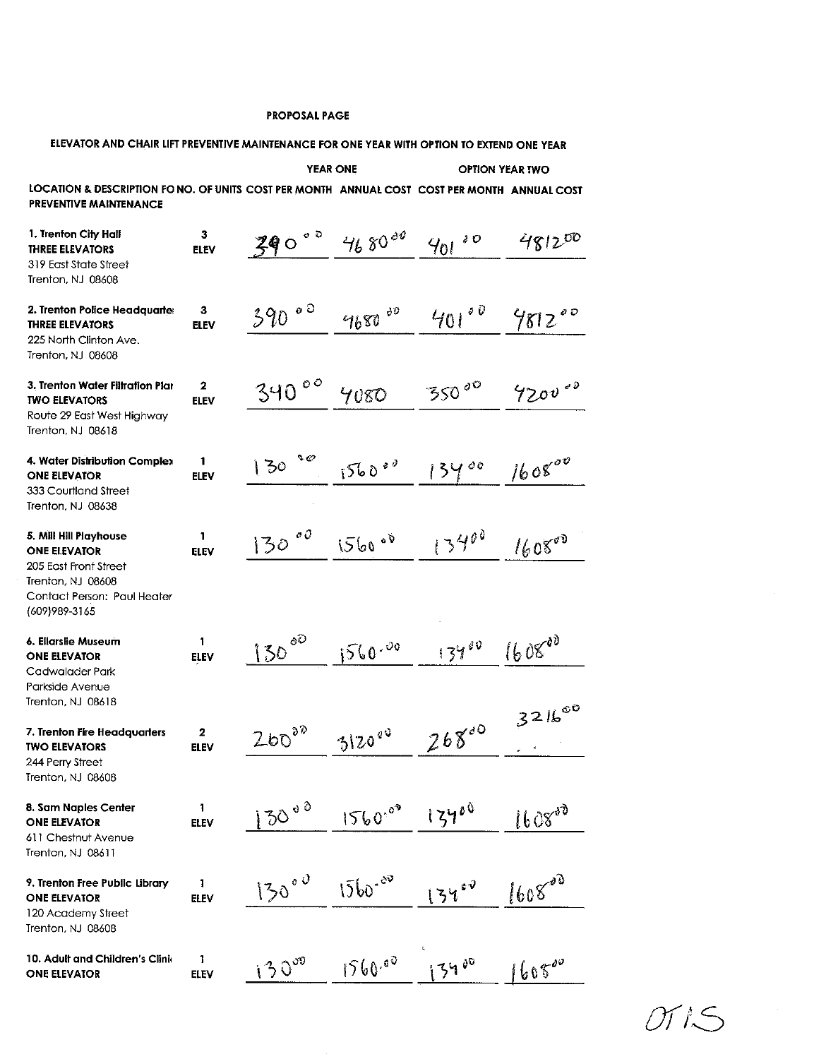**PROPOSAL PAGE**

**ELEVATOR AND CHAIR LIFT PREVENTIVE MAINTENANCE FOR ONE YEAR WITH OPTION TO EXTEND ONE YEAR**

| | | YEAR ONE | | OPTION YEAR TWO | |
|---|---|---|---|---|---|
| **LOCATION & DESCRIPTION FO PREVENTIVE MAINTENANCE** | **NO. OF UNITS** | **COST PER MONTH** | **ANNUAL COST** | **COST PER MONTH** | **ANNUAL COST** |
| **1. Trenton City Hall** **THREE ELEVATORS** 319 East State Street Trenton, NJ 08608 | **3 ELEV** | 390.00 | 4680.00 | 401.00 | 4812.00 |
| **2. Trenton Police Headquarte** **THREE ELEVATORS** 225 North Clinton Ave. Trenton, NJ 08608 | **3 ELEV** | 390.00 | 4680.00 | 401.00 | 4812.00 |
| **3. Trenton Water Filtration Plai** **TWO ELEVATORS** Route 29 East West Highway Trenton, NJ 08618 | **2 ELEV** | 340.00 | 4080 | 350.00 | 4200.00 |
| **4. Water Distribution Complex** **ONE ELEVATOR** 333 Courtland Street Trenton, NJ 08638 | **1 ELEV** | 130.00 | 1560.00 | 134.00 | 1608.00 |
| **5. Mill Hill Playhouse** **ONE ELEVATOR** 205 East Front Street Trenton, NJ 08608 Contact Person: Paul Heater (609)989-3165 | **1 ELEV** | 130.00 | 1560.00 | 134.00 | 1608.00 |
| **6. Ellarslie Museum** **ONE ELEVATOR** Cadwalader Park Parkside Avenue Trenton, NJ 08618 | **1 ELEV** | 130.00 | 1560.00 | 134.00 | 1608.00 |
| **7. Trenton Fire Headquarters** **TWO ELEVATORS** 244 Perry Street Trenton, NJ 08608 | **2 ELEV** | 260.00 | 3120.00 | 268.00 | 3216.00 |
| **8. Sam Naples Center** **ONE ELEVATOR** 611 Chestnut Avenue Trenton, NJ 08611 | **1 ELEV** | 130.00 | 1560.00 | 134.00 | 1608.00 |
| **9. Trenton Free Public Library** **ONE ELEVATOR** 120 Academy Street Trenton, NJ 08608 | **1 ELEV** | 130.00 | 1560.00 | 134.00 | 1608.00 |
| **10. Adult and Children's Clini** **ONE ELEVATOR** | **1 ELEV** | 130.00 | 1560.00 | 134.00 | 1608.00 |

OTIS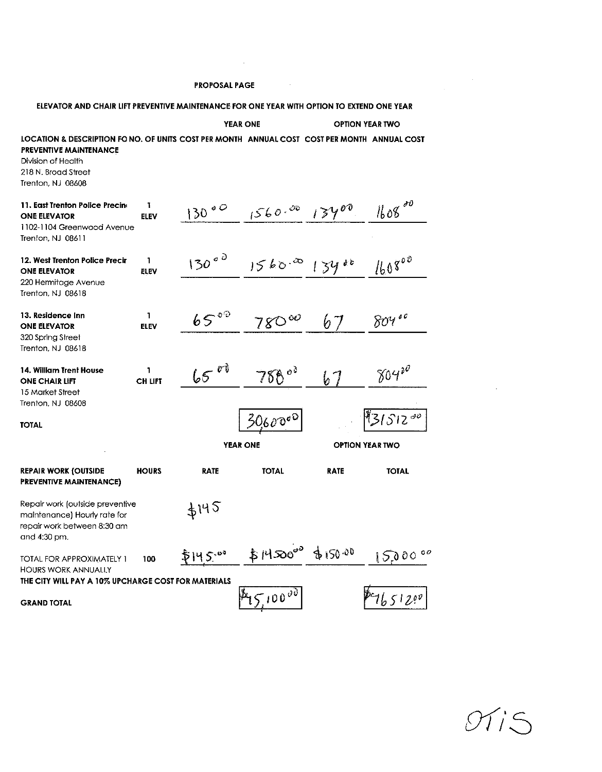**PROPOSAL PAGE**

**ELEVATOR AND CHAIR LIFT PREVENTIVE MAINTENANCE FOR ONE YEAR WITH OPTION TO EXTEND ONE YEAR**

| | | YEAR ONE | | OPTION YEAR TWO | |
|---|---|---|---|---|---|
| **LOCATION & DESCRIPTION FO** | **NO. OF UNITS** | **COST PER MONTH** | **ANNUAL COST** | **COST PER MONTH** | **ANNUAL COST** |
| **PREVENTIVE MAINTENANCE**<br>Division of Health<br>218 N. Broad Street<br>Trenton, NJ 08608 | | | | | |
| **11. East Trenton Police Precin**<br>**ONE ELEVATOR**<br>1102-1104 Greenwood Avenue<br>Trenton, NJ 08611 | 1 ELEV | 130.00 | 1560.00 | 134.00 | 1608.00 |
| **12. West Trenton Police Precir**<br>**ONE ELEVATOR**<br>220 Hermitage Avenue<br>Trenton, NJ 08618 | 1 ELEV | 130.00 | 1560.00 | 134.00 | 1608.00 |
| **13. Residence Inn**<br>**ONE ELEVATOR**<br>320 Spring Street<br>Trenton, NJ 08618 | 1 ELEV | 65.00 | 780.00 | 67 | 804.00 |
| **14. William Trent House**<br>**ONE CHAIR LIFT**<br>15 Market Street<br>Trenton, NJ 08608 | 1 CH LIFT | 65.00 | 780.00 | 67 | 804.00 |
| **TOTAL** | | | 30600.00 | | $31512.00 |

| | | YEAR ONE | | OPTION YEAR TWO | |
|---|---|---|---|---|---|
| **REPAIR WORK (OUTSIDE PREVENTIVE MAINTENANCE)** | **HOURS** | **RATE** | **TOTAL** | **RATE** | **TOTAL** |
| Repair work (outside preventive maintenance) Hourly rate for repair work between 8:30 am and 4:30 pm. | | $145 | | | |
| TOTAL FOR APPROXIMATELY 1 HOURS WORK ANNUALLY | 100 | $145.00 | $14500.00 | $150.00 | 15000.00 |
| **THE CITY WILL PAY A 10% UPCHARGE COST FOR MATERIALS** | | | | | |
| **GRAND TOTAL** | | | $45,100.00 | | $46512.00 |

OTIS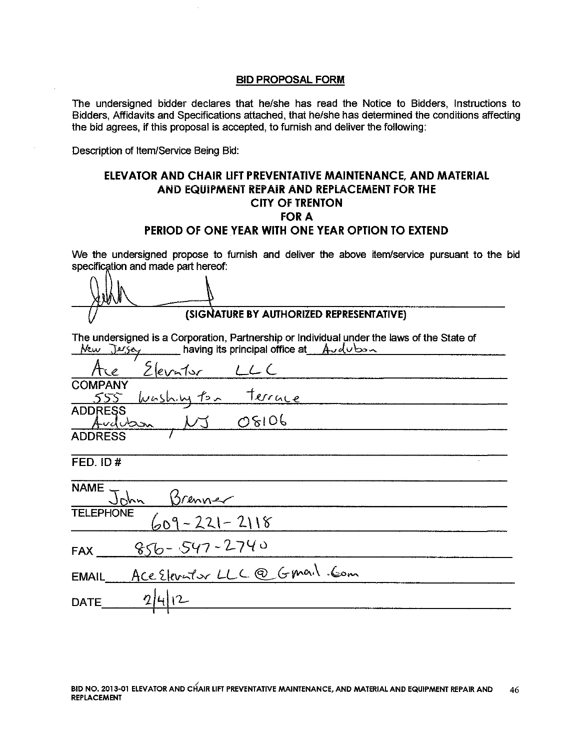## BID PROPOSAL FORM

The undersigned bidder declares that he/she has read the Notice to Bidders, Instructions to Bidders, Affidavits and Specifications attached, that he/she has determined the conditions affecting the bid agrees, if this proposal is accepted, to furnish and deliver the following:

Description of Item/Service Being Bid:

### ELEVATOR AND CHAIR LIFT PREVENTATIVE MAINTENANCE, AND MATERIAL AND EQUIPMENT REPAIR AND REPLACEMENT FOR THE CITY OF TRENTON FOR A PERIOD OF ONE YEAR WITH ONE YEAR OPTION TO EXTEND

We the undersigned propose to furnish and deliver the above item/service pursuant to the bid specification and made part hereof:

John

**(SIGNATURE BY AUTHORIZED REPRESENTATIVE)**

The undersigned is a Corporation, Partnership or Individual under the laws of the State of New Jersey having its principal office at Audubon

Ace Elevator LLC
COMPANY

555 Washington Terrace
ADDRESS

Audubon, NJ 08106
ADDRESS

FED. ID #

NAME John Brenner

TELEPHONE 609-221-2118

FAX 856-547-2740

EMAIL AceElevatorLLC@Gmail.Com

DATE 2/4/12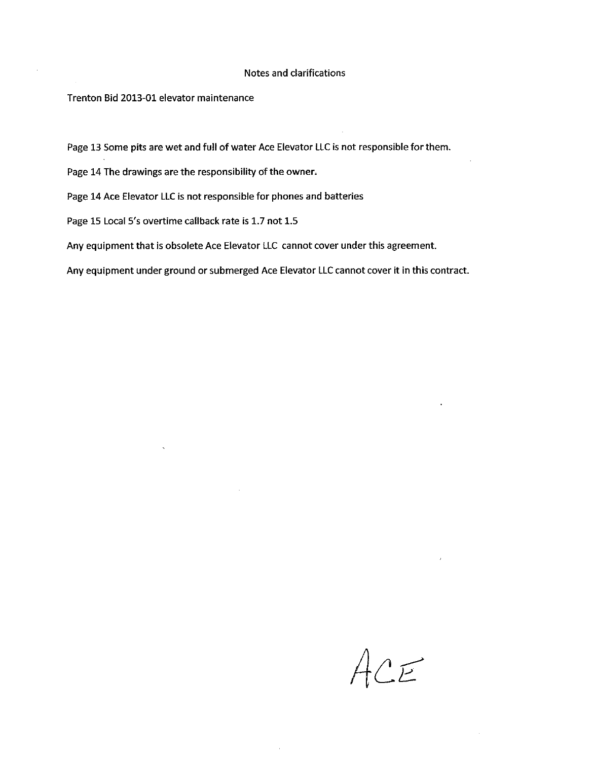# Notes and clarifications

Trenton Bid 2013-01 elevator maintenance

Page 13 Some pits are wet and full of water Ace Elevator LLC is not responsible for them.

Page 14 The drawings are the responsibility of the owner.

Page 14 Ace Elevator LLC is not responsible for phones and batteries

Page 15 Local 5's overtime callback rate is 1.7 not 1.5

Any equipment that is obsolete Ace Elevator LLC cannot cover under this agreement.

Any equipment under ground or submerged Ace Elevator LLC cannot cover it in this contract.

ACE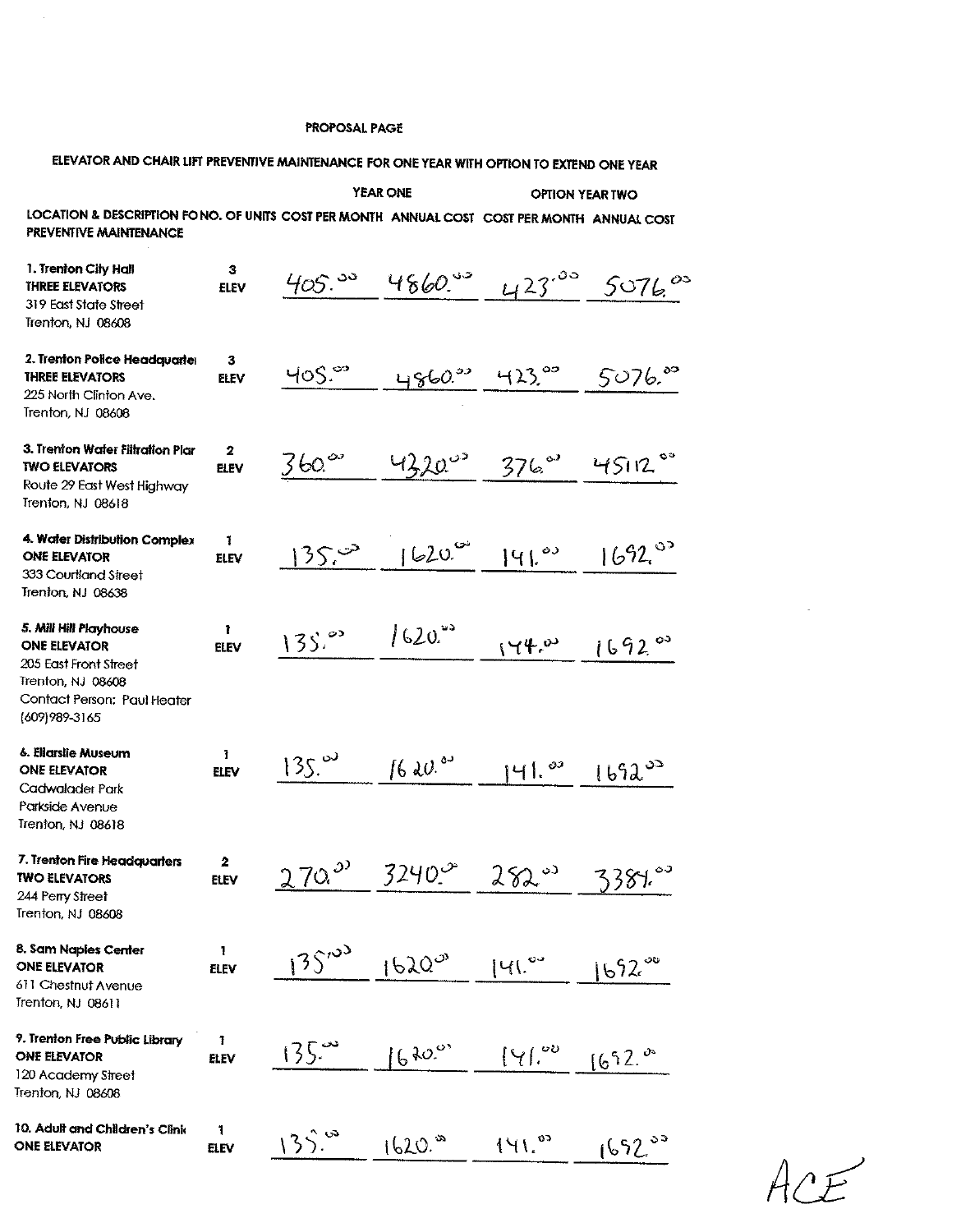PROPOSAL PAGE

ELEVATOR AND CHAIR LIFT PREVENTIVE MAINTENANCE FOR ONE YEAR WITH OPTION TO EXTEND ONE YEAR

| LOCATION & DESCRIPTION FOR PREVENTIVE MAINTENANCE | NO. OF UNITS | YEAR ONE COST PER MONTH | YEAR ONE ANNUAL COST | OPTION YEAR TWO COST PER MONTH | OPTION YEAR TWO ANNUAL COST |
|---|---|---|---|---|---|
| **1. Trenton City Hall** **THREE ELEVATORS** 319 East State Street Trenton, NJ 08608 | 3 ELEV | 405.00 | 4860.00 | 423.00 | 5076.00 |
| **2. Trenton Police Headquarter** **THREE ELEVATORS** 225 North Clinton Ave. Trenton, NJ 08608 | 3 ELEV | 405.00 | 4860.00 | 423.00 | 5076.00 |
| **3. Trenton Water Filtration Plar** **TWO ELEVATORS** Route 29 East West Highway Trenton, NJ 08618 | 2 ELEV | 360.00 | 4320.00 | 376.00 | 45112.00 |
| **4. Water Distribution Complex** **ONE ELEVATOR** 333 Courtland Street Trenton, NJ 08638 | 1 ELEV | 135.00 | 1620.00 | 141.00 | 1692.00 |
| **5. Mill Hill Playhouse** **ONE ELEVATOR** 205 East Front Street Trenton, NJ 08608 Contact Person: Paul Heater (609)989-3165 | 1 ELEV | 135.00 | 1620.00 | 144.00 | 1692.00 |
| **6. Ellarslie Museum** **ONE ELEVATOR** Cadwalader Park Parkside Avenue Trenton, NJ 08618 | 1 ELEV | 135.00 | 1620.00 | 141.00 | 1692.00 |
| **7. Trenton Fire Headquarters** **TWO ELEVATORS** 244 Perry Street Trenton, NJ 08608 | 2 ELEV | 270.00 | 3240.00 | 282.00 | 3384.00 |
| **8. Sam Naples Center** **ONE ELEVATOR** 611 Chestnut Avenue Trenton, NJ 08611 | 1 ELEV | 135.00 | 1620.00 | 141.00 | 1692.00 |
| **9. Trenton Free Public Library** **ONE ELEVATOR** 120 Academy Street Trenton, NJ 08608 | 1 ELEV | 135.00 | 1620.00 | 141.00 | 1692.00 |
| **10. Adult and Children's Clinic** **ONE ELEVATOR** | 1 ELEV | 135.00 | 1620.00 | 141.00 | 1692.00 |

ACE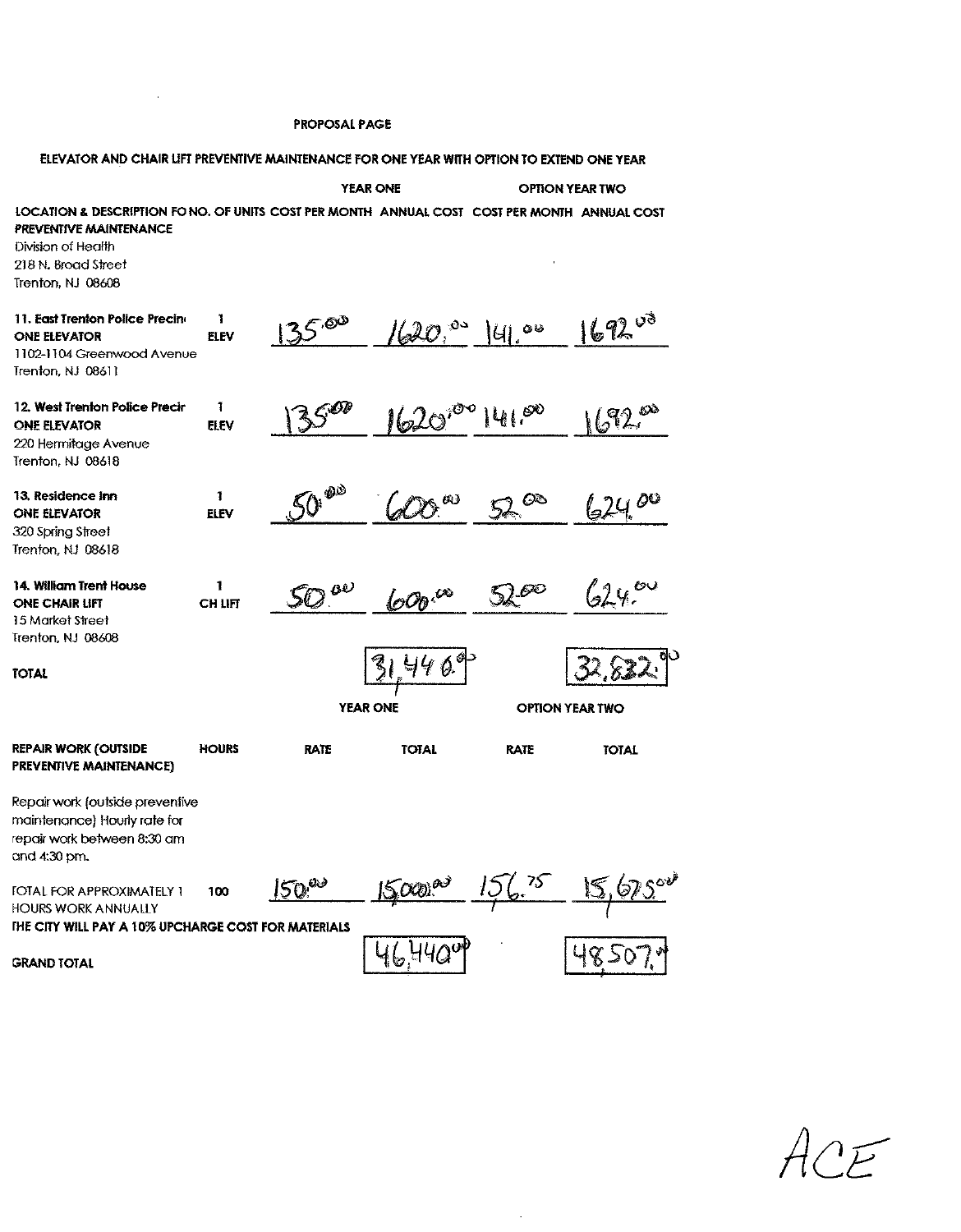PROPOSAL PAGE

ELEVATOR AND CHAIR LIFT PREVENTIVE MAINTENANCE FOR ONE YEAR WITH OPTION TO EXTEND ONE YEAR

| | | YEAR ONE | | OPTION YEAR TWO | |
|---|---|---|---|---|---|
| LOCATION & DESCRIPTION FO | NO. OF UNITS | COST PER MONTH | ANNUAL COST | COST PER MONTH | ANNUAL COST |
| **PREVENTIVE MAINTENANCE**<br>Division of Health<br>218 N. Broad Street<br>Trenton, NJ 08608 | | | | | |
| **11. East Trenton Police Precin**<br>**ONE ELEVATOR**<br>1102-1104 Greenwood Avenue<br>Trenton, NJ 08611 | 1<br>ELEV | 135.00 | 1620.00 | 141.00 | 1692.00 |
| **12. West Trenton Police Precir**<br>**ONE ELEVATOR**<br>220 Hermitage Avenue<br>Trenton, NJ 08618 | 1<br>ELEV | 135.00 | 1620.00 | 141.00 | 1692.00 |
| **13. Residence Inn**<br>**ONE ELEVATOR**<br>320 Spring Street<br>Trenton, NJ 08618 | 1<br>ELEV | 50.00 | 600.00 | 52.00 | 624.00 |
| **14. William Trent House**<br>**ONE CHAIR LIFT**<br>15 Market Street<br>Trenton, NJ 08608 | 1<br>CH LIFT | 50.00 | 600.00 | 52.00 | 624.00 |
| **TOTAL** | | | 31,440.00 | | 32,832.00 |

| | | YEAR ONE | | OPTION YEAR TWO | |
|---|---|---|---|---|---|
| **REPAIR WORK (OUTSIDE PREVENTIVE MAINTENANCE)** | **HOURS** | **RATE** | **TOTAL** | **RATE** | **TOTAL** |
| Repair work (outside preventive maintenance) Hourly rate for repair work between 8:30 am and 4:30 pm. | | | | | |
| TOTAL FOR APPROXIMATELY 1 HOURS WORK ANNUALLY | 100 | 150.00 | 15000.00 | 156.75 | 15,675.00 |
| **THE CITY WILL PAY A 10% UPCHARGE COST FOR MATERIALS** | | | | | |
| **GRAND TOTAL** | | | 46,440.00 | | 48507.00 |

ACE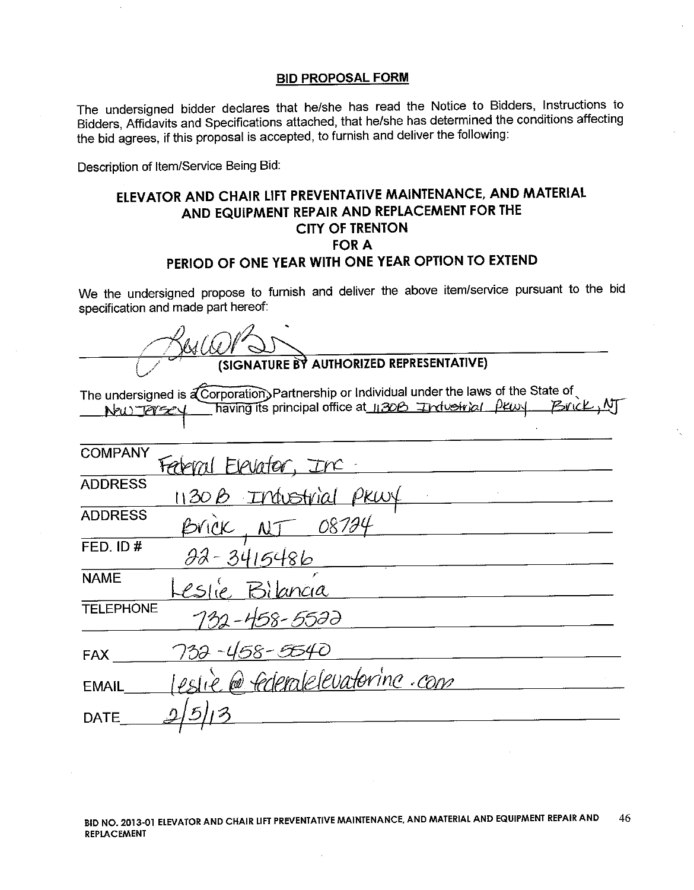## BID PROPOSAL FORM

The undersigned bidder declares that he/she has read the Notice to Bidders, Instructions to Bidders, Affidavits and Specifications attached, that he/she has determined the conditions affecting the bid agrees, if this proposal is accepted, to furnish and deliver the following:

Description of Item/Service Being Bid:

# ELEVATOR AND CHAIR LIFT PREVENTATIVE MAINTENANCE, AND MATERIAL AND EQUIPMENT REPAIR AND REPLACEMENT FOR THE CITY OF TRENTON FOR A PERIOD OF ONE YEAR WITH ONE YEAR OPTION TO EXTEND

We the undersigned propose to furnish and deliver the above item/service pursuant to the bid specification and made part hereof:

_[signature]_

(SIGNATURE BY AUTHORIZED REPRESENTATIVE)

The undersigned is a Corporation (circled), Partnership or Individual under the laws of the State of New Jersey having its principal office at 1130B Industrial Pkwy Brick, NJ

| | |
|---|---|
| COMPANY | Federal Elevator, Inc. |
| ADDRESS | 1130 B Industrial Pkwy |
| ADDRESS | Brick, NJ 08724 |
| FED. ID # | 22-3415486 |
| NAME | Leslie Bilancia |
| TELEPHONE | 732-458-5522 |
| FAX | 732-458-5540 |
| EMAIL | leslie@federalelevatorinc.com |
| DATE | 2/5/13 |

BID NO. 2013-01 ELEVATOR AND CHAIR LIFT PREVENTATIVE MAINTENANCE, AND MATERIAL AND EQUIPMENT REPAIR AND REPLACEMENT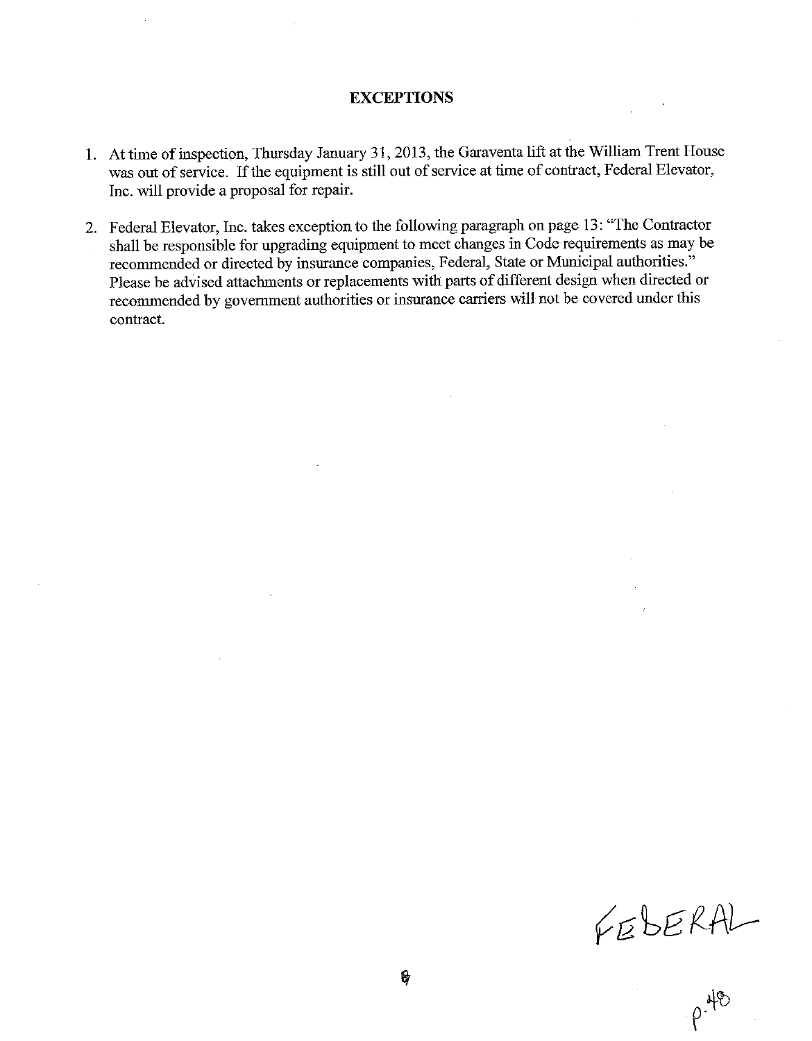## EXCEPTIONS

1. At time of inspection, Thursday January 31, 2013, the Garaventa lift at the William Trent House was out of service. If the equipment is still out of service at time of contract, Federal Elevator, Inc. will provide a proposal for repair.

2. Federal Elevator, Inc. takes exception to the following paragraph on page 13: "The Contractor shall be responsible for upgrading equipment to meet changes in Code requirements as may be recommended or directed by insurance companies, Federal, State or Municipal authorities." Please be advised attachments or replacements with parts of different design when directed or recommended by government authorities or insurance carriers will not be covered under this contract.

FEDERAL

p. 48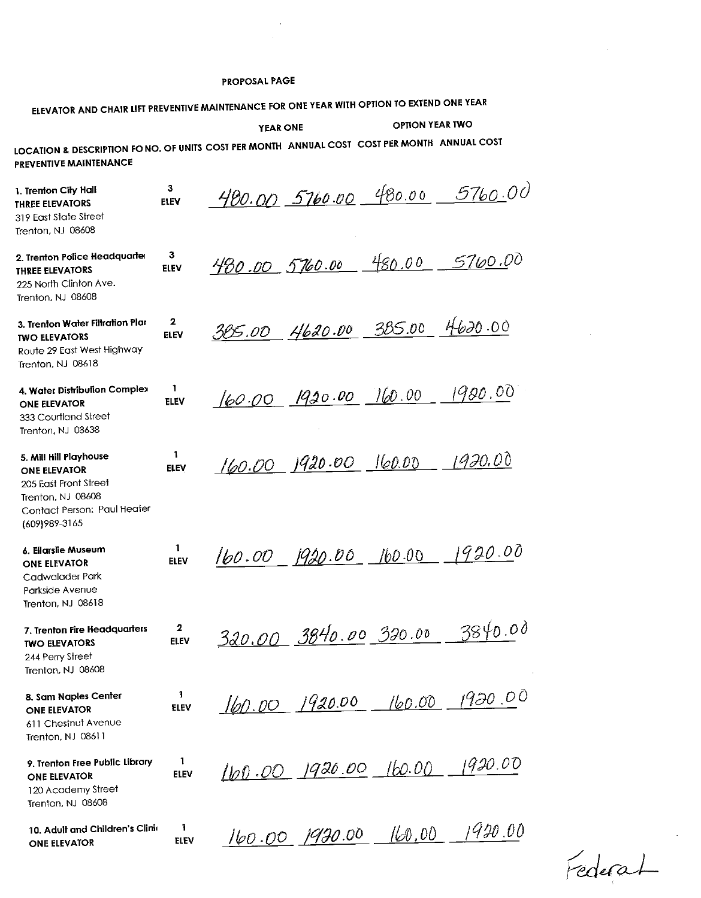PROPOSAL PAGE

ELEVATOR AND CHAIR LIFT PREVENTIVE MAINTENANCE FOR ONE YEAR WITH OPTION TO EXTEND ONE YEAR

| LOCATION & DESCRIPTION FO PREVENTIVE MAINTENANCE | NO. OF UNITS | YEAR ONE | | OPTION YEAR TWO | |
|---|---|---|---|---|---|
| | | COST PER MONTH | ANNUAL COST | COST PER MONTH | ANNUAL COST |
| 1. Trenton City Hall<br>THREE ELEVATORS<br>319 East State Street<br>Trenton, NJ 08608 | 3 ELEV | 480.00 | 5760.00 | 480.00 | 5760.00 |
| 2. Trenton Police Headquarte<br>THREE ELEVATORS<br>225 North Clinton Ave.<br>Trenton, NJ 08608 | 3 ELEV | 480.00 | 5760.00 | 480.00 | 5760.00 |
| 3. Trenton Water Filtration Plar<br>TWO ELEVATORS<br>Route 29 East West Highway<br>Trenton, NJ 08618 | 2 ELEV | 385.00 | 4620.00 | 385.00 | 4620.00 |
| 4. Water Distribution Complex<br>ONE ELEVATOR<br>333 Courtland Street<br>Trenton, NJ 08638 | 1 ELEV | 160.00 | 1920.00 | 160.00 | 1920.00 |
| 5. Mill Hill Playhouse<br>ONE ELEVATOR<br>205 East Front Street<br>Trenton, NJ 08608<br>Contact Person: Paul Heater<br>(609)989-3165 | 1 ELEV | 160.00 | 1920.00 | 160.00 | 1920.00 |
| 6. Ellarslie Museum<br>ONE ELEVATOR<br>Cadwalader Park<br>Parkside Avenue<br>Trenton, NJ 08618 | 1 ELEV | 160.00 | 1920.00 | 160.00 | 1920.00 |
| 7. Trenton Fire Headquarters<br>TWO ELEVATORS<br>244 Perry Street<br>Trenton, NJ 08608 | 2 ELEV | 320.00 | 3840.00 | 320.00 | 3840.00 |
| 8. Sam Naples Center<br>ONE ELEVATOR<br>611 Chestnut Avenue<br>Trenton, NJ 08611 | 1 ELEV | 160.00 | 1920.00 | 160.00 | 1920.00 |
| 9. Trenton Free Public Library<br>ONE ELEVATOR<br>120 Academy Street<br>Trenton, NJ 08608 | 1 ELEV | 160.00 | 1920.00 | 160.00 | 1920.00 |
| 10. Adult and Children's Clini<br>ONE ELEVATOR | 1 ELEV | 160.00 | 1920.00 | 160.00 | 1920.00 |

Federal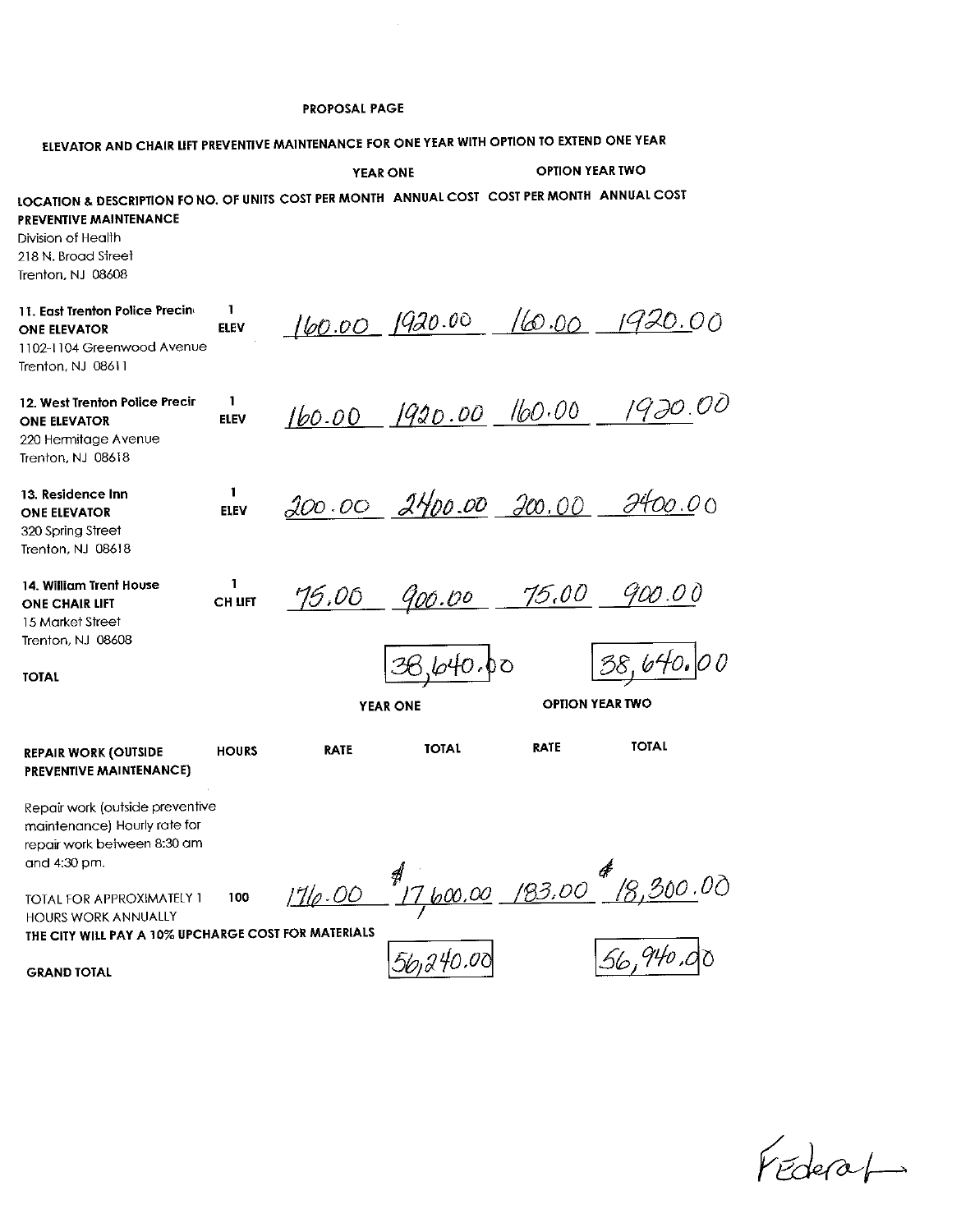PROPOSAL PAGE

ELEVATOR AND CHAIR LIFT PREVENTIVE MAINTENANCE FOR ONE YEAR WITH OPTION TO EXTEND ONE YEAR

| LOCATION & DESCRIPTION FO PREVENTIVE MAINTENANCE | NO. OF UNITS | YEAR ONE COST PER MONTH | YEAR ONE ANNUAL COST | OPTION YEAR TWO COST PER MONTH | OPTION YEAR TWO ANNUAL COST |
|---|---|---|---|---|---|
| Division of Health<br>218 N. Broad Street<br>Trenton, NJ 08608 | | | | | |
| **11. East Trenton Police Precin**<br>**ONE ELEVATOR**<br>1102-1104 Greenwood Avenue<br>Trenton, NJ 08611 | 1 ELEV | 160.00 | 1920.00 | 160.00 | 1920.00 |
| **12. West Trenton Police Precir**<br>**ONE ELEVATOR**<br>220 Hermitage Avenue<br>Trenton, NJ 08618 | 1 ELEV | 160.00 | 1920.00 | 160.00 | 1920.00 |
| **13. Residence Inn**<br>**ONE ELEVATOR**<br>320 Spring Street<br>Trenton, NJ 08618 | 1 ELEV | 200.00 | 2400.00 | 200.00 | 2400.00 |
| **14. William Trent House**<br>**ONE CHAIR LIFT**<br>15 Market Street<br>Trenton, NJ 08608 | 1 CH LIFT | 75.00 | 900.00 | 75.00 | 900.00 |
| **TOTAL** | | | 38,640.00 | | 38,640.00 |

| REPAIR WORK (OUTSIDE PREVENTIVE MAINTENANCE) | HOURS | YEAR ONE RATE | YEAR ONE TOTAL | OPTION YEAR TWO RATE | OPTION YEAR TWO TOTAL |
|---|---|---|---|---|---|
| Repair work (outside preventive maintenance) Hourly rate for repair work between 8:30 am and 4:30 pm. | | | | | |
| TOTAL FOR APPROXIMATELY 1 HOURS WORK ANNUALLY | 100 | 176.00 | $17,600.00 | 183.00 | $18,300.00 |
| THE CITY WILL PAY A 10% UPCHARGE COST FOR MATERIALS | | | | | |
| **GRAND TOTAL** | | | 56,240.00 | | 56,940.00 |

Federal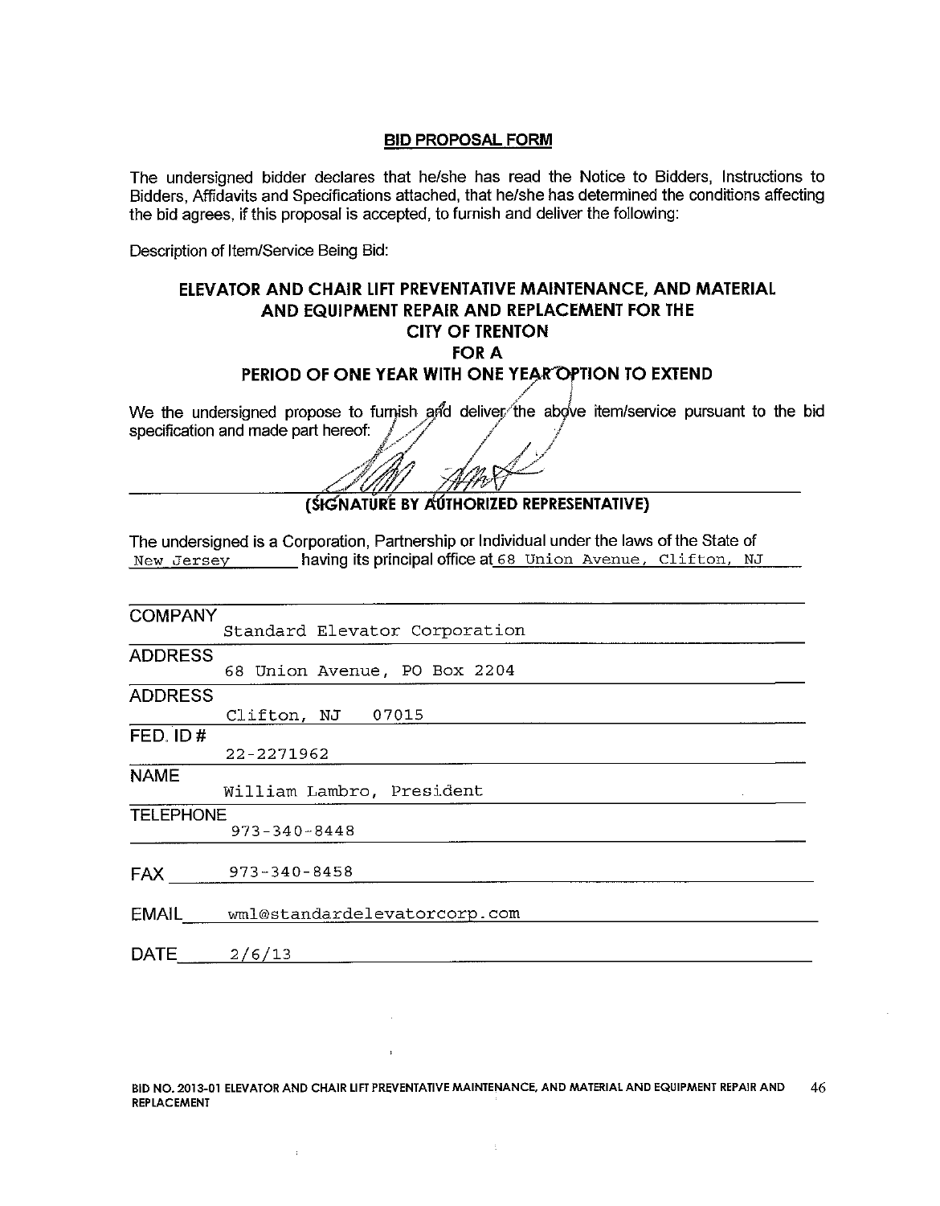## BID PROPOSAL FORM

The undersigned bidder declares that he/she has read the Notice to Bidders, Instructions to Bidders, Affidavits and Specifications attached, that he/she has determined the conditions affecting the bid agrees, if this proposal is accepted, to furnish and deliver the following:

Description of Item/Service Being Bid:

### ELEVATOR AND CHAIR LIFT PREVENTATIVE MAINTENANCE, AND MATERIAL AND EQUIPMENT REPAIR AND REPLACEMENT FOR THE CITY OF TRENTON FOR A PERIOD OF ONE YEAR WITH ONE YEAR OPTION TO EXTEND

We the undersigned propose to furnish and deliver the above item/service pursuant to the bid specification and made part hereof:

______________________________
**(SIGNATURE BY AUTHORIZED REPRESENTATIVE)**

The undersigned is a Corporation, Partnership or Individual under the laws of the State of New Jersey having its principal office at 68 Union Avenue, Clifton, NJ

| | |
|---|---|
| COMPANY | Standard Elevator Corporation |
| ADDRESS | 68 Union Avenue, PO Box 2204 |
| ADDRESS | Clifton, NJ 07015 |
| FED. ID # | 22-2271962 |
| NAME | William Lambro, President |
| TELEPHONE | 973-340-8448 |
| FAX | 973-340-8458 |
| EMAIL | wml@standardelevatorcorp.com |
| DATE | 2/6/13 |

BID NO. 2013-01 ELEVATOR AND CHAIR LIFT PREVENTATIVE MAINTENANCE, AND MATERIAL AND EQUIPMENT REPAIR AND REPLACEMENT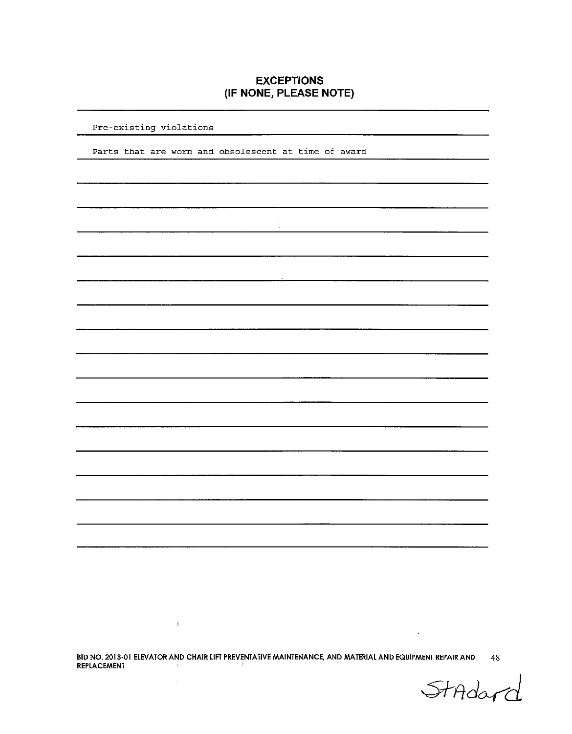# EXCEPTIONS
# (IF NONE, PLEASE NOTE)

Pre-existing violations

Parts that are worn and obsolescent at time of award

BID NO. 2013-01 ELEVATOR AND CHAIR LIFT PREVENTATIVE MAINTENANCE, AND MATERIAL AND EQUIPMENT REPAIR AND REPLACEMENT

StAdard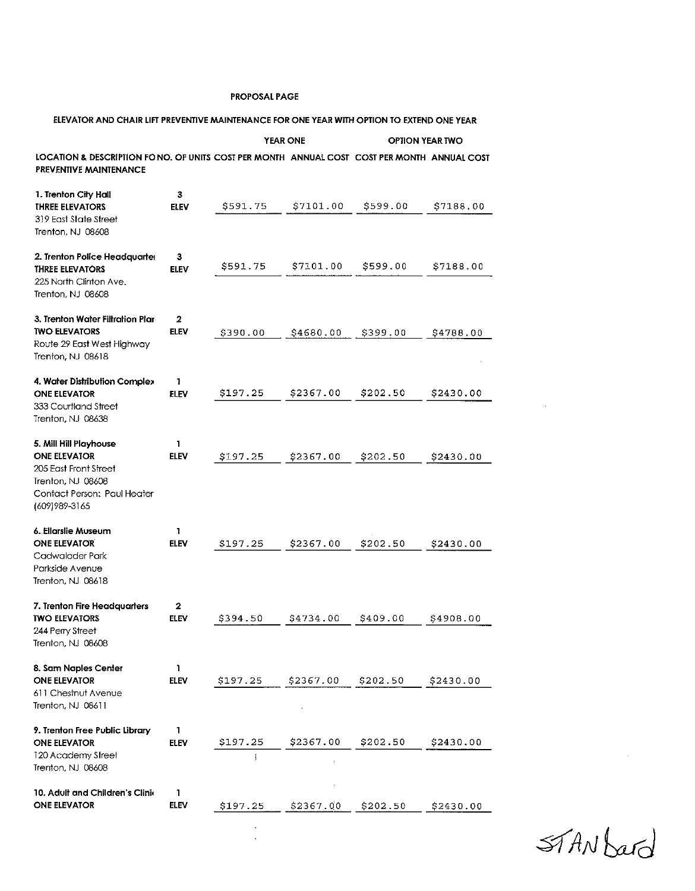PROPOSAL PAGE

ELEVATOR AND CHAIR LIFT PREVENTIVE MAINTENANCE FOR ONE YEAR WITH OPTION TO EXTEND ONE YEAR

| LOCATION & DESCRIPTION FO PREVENTIVE MAINTENANCE | NO. OF UNITS | YEAR ONE COST PER MONTH | YEAR ONE ANNUAL COST | OPTION YEAR TWO COST PER MONTH | OPTION YEAR TWO ANNUAL COST |
|---|---|---|---|---|---|
| **1. Trenton City Hall** **THREE ELEVATORS** 319 East State Street Trenton, NJ 08608 | 3 ELEV | $591.75 | $7101.00 | $599.00 | $7188.00 |
| **2. Trenton Police Headquarte** **THREE ELEVATORS** 225 North Clinton Ave. Trenton, NJ 08608 | 3 ELEV | $591.75 | $7101.00 | $599.00 | $7188.00 |
| **3. Trenton Water Filtration Plar** **TWO ELEVATORS** Route 29 East West Highway Trenton, NJ 08618 | 2 ELEV | $390.00 | $4680.00 | $399.00 | $4788.00 |
| **4. Water Distribution Complex** **ONE ELEVATOR** 333 Courtland Street Trenton, NJ 08638 | 1 ELEV | $197.25 | $2367.00 | $202.50 | $2430.00 |
| **5. Mill Hill Playhouse** **ONE ELEVATOR** 205 East Front Street Trenton, NJ 08608 Contact Person: Paul Heater (609)989-3165 | 1 ELEV | $197.25 | $2367.00 | $202.50 | $2430.00 |
| **6. Ellarslie Museum** **ONE ELEVATOR** Cadwalader Park Parkside Avenue Trenton, NJ 08618 | 1 ELEV | $197.25 | $2367.00 | $202.50 | $2430.00 |
| **7. Trenton Fire Headquarters** **TWO ELEVATORS** 244 Perry Street Trenton, NJ 08608 | 2 ELEV | $394.50 | $4734.00 | $409.00 | $4908.00 |
| **8. Sam Naples Center** **ONE ELEVATOR** 611 Chestnut Avenue Trenton, NJ 08611 | 1 ELEV | $197.25 | $2367.00 | $202.50 | $2430.00 |
| **9. Trenton Free Public Library** **ONE ELEVATOR** 120 Academy Street Trenton, NJ 08608 | 1 ELEV | $197.25 | $2367.00 | $202.50 | $2430.00 |
| **10. Adult and Children's Clini** **ONE ELEVATOR** | 1 ELEV | $197.25 | $2367.00 | $202.50 | $2430.00 |

STANdard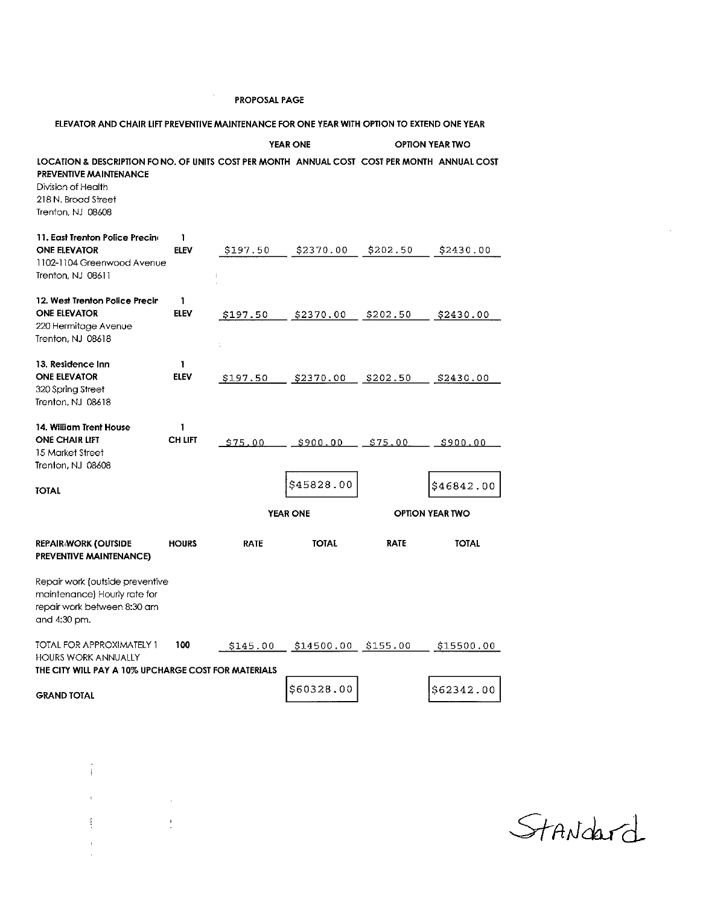**PROPOSAL PAGE**

**ELEVATOR AND CHAIR LIFT PREVENTIVE MAINTENANCE FOR ONE YEAR WITH OPTION TO EXTEND ONE YEAR**

| | | YEAR ONE | | OPTION YEAR TWO | |
|---|---|---|---|---|---|
| **LOCATION & DESCRIPTION FO** | **NO. OF UNITS** | **COST PER MONTH** | **ANNUAL COST** | **COST PER MONTH** | **ANNUAL COST** |
| **PREVENTIVE MAINTENANCE** Division of Health 218 N. Broad Street Trenton, NJ 08608 | | | | | |
| **11. East Trenton Police Precin** **ONE ELEVATOR** 1102-1104 Greenwood Avenue Trenton, NJ 08611 | 1 **ELEV** | $197.50 | $2370.00 | $202.50 | $2430.00 |
| **12. West Trenton Police Precir** **ONE ELEVATOR** 220 Hermitage Avenue Trenton, NJ 08618 | 1 **ELEV** | $197.50 | $2370.00 | $202.50 | $2430.00 |
| **13. Residence Inn** **ONE ELEVATOR** 320 Spring Street Trenton, NJ 08618 | 1 **ELEV** | $197.50 | $2370.00 | $202.50 | $2430.00 |
| **14. William Trent House** **ONE CHAIR LIFT** 15 Market Street Trenton, NJ 08608 | 1 **CH LIFT** | $75.00 | $900.00 | $75.00 | $900.00 |
| **TOTAL** | | | $45828.00 | | $46842.00 |

| | | YEAR ONE | | OPTION YEAR TWO | |
|---|---|---|---|---|---|
| **REPAIR WORK (OUTSIDE PREVENTIVE MAINTENANCE)** | **HOURS** | **RATE** | **TOTAL** | **RATE** | **TOTAL** |
| Repair work (outside preventive maintenance) Hourly rate for repair work between 8:30 am and 4:30 pm. | | | | | |
| TOTAL FOR APPROXIMATELY 1 HOURS WORK ANNUALLY | **100** | $145.00 | $14500.00 | $155.00 | $15500.00 |
| **THE CITY WILL PAY A 10% UPCHARGE COST FOR MATERIALS** | | | | | |
| **GRAND TOTAL** | | | $60328.00 | | $62342.00 |

Standard